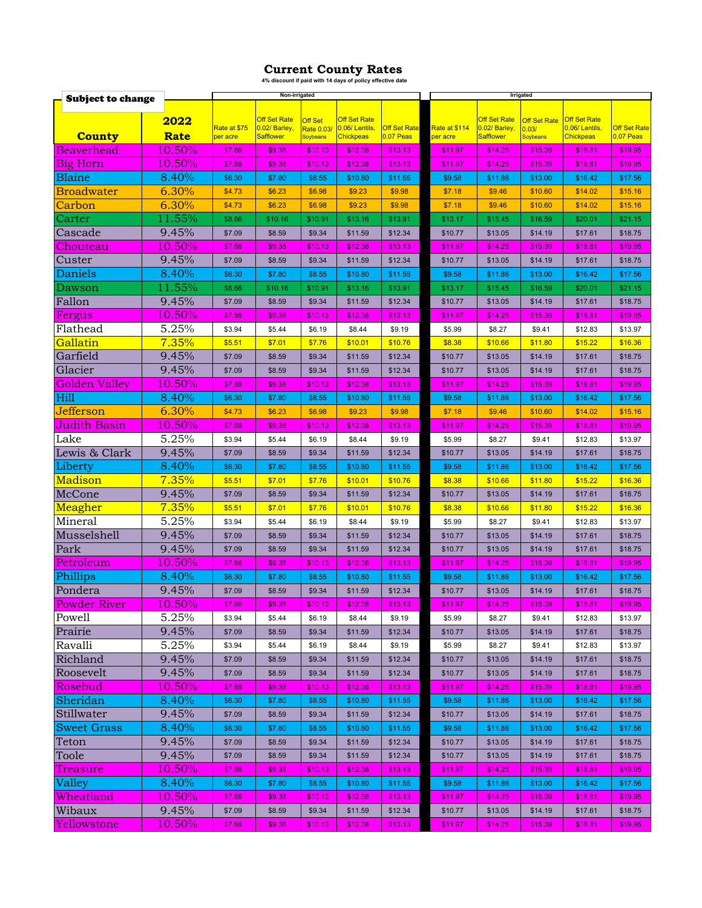# Current County Rates

4% discount if paid with 14 days of policy effective date

**Subject to change**

| County | 2022 Rate | Non-irrigated | | | | | Irrigated | | | | |
|---|---|---|---|---|---|---|---|---|---|---|---|
| | | Rate at $75 per acre | Off Set Rate 0.02/ Barley, Safflower | Off Set Rate 0.03/ Soybeans | Off Set Rate 0.06/ Lentils, Chickpeas | Off Set Rate 0.07 Peas | Rate at $114 per acre | Off Set Rate 0.02/ Barley, Safflower | Off Set Rate 0.03/ Soybeans | Off Set Rate 0.06/ Lentils, Chickpeas | Off Set Rate 0.07 Peas |
| Beaverhead | 10.50% | $7.88 | $9.38 | $10.13 | $12.38 | $13.13 | $11.97 | $14.25 | $15.39 | $18.81 | $19.95 |
| Big Horn | 10.50% | $7.88 | $9.38 | $10.13 | $12.38 | $13.13 | $11.97 | $14.25 | $15.39 | $18.81 | $19.95 |
| Blaine | 8.40% | $6.30 | $7.80 | $8.55 | $10.80 | $11.55 | $9.58 | $11.86 | $13.00 | $16.42 | $17.56 |
| Broadwater | 6.30% | $4.73 | $6.23 | $6.98 | $9.23 | $9.98 | $7.18 | $9.46 | $10.60 | $14.02 | $15.16 |
| Carbon | 6.30% | $4.73 | $6.23 | $6.98 | $9.23 | $9.98 | $7.18 | $9.46 | $10.60 | $14.02 | $15.16 |
| Carter | 11.55% | $8.66 | $10.16 | $10.91 | $13.16 | $13.91 | $13.17 | $15.45 | $16.59 | $20.01 | $21.15 |
| Cascade | 9.45% | $7.09 | $8.59 | $9.34 | $11.59 | $12.34 | $10.77 | $13.05 | $14.19 | $17.61 | $18.75 |
| Chouteau | 10.50% | $7.88 | $9.38 | $10.13 | $12.38 | $13.13 | $11.97 | $14.25 | $15.39 | $18.81 | $19.95 |
| Custer | 9.45% | $7.09 | $8.59 | $9.34 | $11.59 | $12.34 | $10.77 | $13.05 | $14.19 | $17.61 | $18.75 |
| Daniels | 8.40% | $6.30 | $7.80 | $8.55 | $10.80 | $11.55 | $9.58 | $11.86 | $13.00 | $16.42 | $17.56 |
| Dawson | 11.55% | $8.66 | $10.16 | $10.91 | $13.16 | $13.91 | $13.17 | $15.45 | $16.59 | $20.01 | $21.15 |
| Fallon | 9.45% | $7.09 | $8.59 | $9.34 | $11.59 | $12.34 | $10.77 | $13.05 | $14.19 | $17.61 | $18.75 |
| Fergus | 10.50% | $7.88 | $9.38 | $10.13 | $12.38 | $13.13 | $11.97 | $14.25 | $15.39 | $18.81 | $19.95 |
| Flathead | 5.25% | $3.94 | $5.44 | $6.19 | $8.44 | $9.19 | $5.99 | $8.27 | $9.41 | $12.83 | $13.97 |
| Gallatin | 7.35% | $5.51 | $7.01 | $7.76 | $10.01 | $10.76 | $8.38 | $10.66 | $11.80 | $15.22 | $16.36 |
| Garfield | 9.45% | $7.09 | $8.59 | $9.34 | $11.59 | $12.34 | $10.77 | $13.05 | $14.19 | $17.61 | $18.75 |
| Glacier | 9.45% | $7.09 | $8.59 | $9.34 | $11.59 | $12.34 | $10.77 | $13.05 | $14.19 | $17.61 | $18.75 |
| Golden Valley | 10.50% | $7.88 | $9.38 | $10.13 | $12.38 | $13.13 | $11.97 | $14.25 | $15.39 | $18.81 | $19.95 |
| Hill | 8.40% | $6.30 | $7.80 | $8.55 | $10.80 | $11.55 | $9.58 | $11.86 | $13.00 | $16.42 | $17.56 |
| Jefferson | 6.30% | $4.73 | $6.23 | $6.98 | $9.23 | $9.98 | $7.18 | $9.46 | $10.60 | $14.02 | $15.16 |
| Judith Basin | 10.50% | $7.88 | $9.38 | $10.13 | $12.38 | $13.13 | $11.97 | $14.25 | $15.39 | $18.81 | $19.95 |
| Lake | 5.25% | $3.94 | $5.44 | $6.19 | $8.44 | $9.19 | $5.99 | $8.27 | $9.41 | $12.83 | $13.97 |
| Lewis & Clark | 9.45% | $7.09 | $8.59 | $9.34 | $11.59 | $12.34 | $10.77 | $13.05 | $14.19 | $17.61 | $18.75 |
| Liberty | 8.40% | $6.30 | $7.80 | $8.55 | $10.80 | $11.55 | $9.58 | $11.86 | $13.00 | $16.42 | $17.56 |
| Madison | 7.35% | $5.51 | $7.01 | $7.76 | $10.01 | $10.76 | $8.38 | $10.66 | $11.80 | $15.22 | $16.36 |
| McCone | 9.45% | $7.09 | $8.59 | $9.34 | $11.59 | $12.34 | $10.77 | $13.05 | $14.19 | $17.61 | $18.75 |
| Meagher | 7.35% | $5.51 | $7.01 | $7.76 | $10.01 | $10.76 | $8.38 | $10.66 | $11.80 | $15.22 | $16.36 |
| Mineral | 5.25% | $3.94 | $5.44 | $6.19 | $8.44 | $9.19 | $5.99 | $8.27 | $9.41 | $12.83 | $13.97 |
| Musselshell | 9.45% | $7.09 | $8.59 | $9.34 | $11.59 | $12.34 | $10.77 | $13.05 | $14.19 | $17.61 | $18.75 |
| Park | 9.45% | $7.09 | $8.59 | $9.34 | $11.59 | $12.34 | $10.77 | $13.05 | $14.19 | $17.61 | $18.75 |
| Petroleum | 10.50% | $7.88 | $9.38 | $10.13 | $12.38 | $13.13 | $11.97 | $14.25 | $15.39 | $18.81 | $19.95 |
| Phillips | 8.40% | $6.30 | $7.80 | $8.55 | $10.80 | $11.55 | $9.58 | $11.86 | $13.00 | $16.42 | $17.56 |
| Pondera | 9.45% | $7.09 | $8.59 | $9.34 | $11.59 | $12.34 | $10.77 | $13.05 | $14.19 | $17.61 | $18.75 |
| Powder River | 10.50% | $7.88 | $9.38 | $10.13 | $12.38 | $13.13 | $11.97 | $14.25 | $15.39 | $18.81 | $19.95 |
| Powell | 5.25% | $3.94 | $5.44 | $6.19 | $8.44 | $9.19 | $5.99 | $8.27 | $9.41 | $12.83 | $13.97 |
| Prairie | 9.45% | $7.09 | $8.59 | $9.34 | $11.59 | $12.34 | $10.77 | $13.05 | $14.19 | $17.61 | $18.75 |
| Ravalli | 5.25% | $3.94 | $5.44 | $6.19 | $8.44 | $9.19 | $5.99 | $8.27 | $9.41 | $12.83 | $13.97 |
| Richland | 9.45% | $7.09 | $8.59 | $9.34 | $11.59 | $12.34 | $10.77 | $13.05 | $14.19 | $17.61 | $18.75 |
| Roosevelt | 9.45% | $7.09 | $8.59 | $9.34 | $11.59 | $12.34 | $10.77 | $13.05 | $14.19 | $17.61 | $18.75 |
| Rosebud | 10.50% | $7.88 | $9.38 | $10.13 | $12.38 | $13.13 | $11.97 | $14.25 | $15.39 | $18.81 | $19.95 |
| Sheridan | 8.40% | $6.30 | $7.80 | $8.55 | $10.80 | $11.55 | $9.58 | $11.86 | $13.00 | $16.42 | $17.56 |
| Stillwater | 9.45% | $7.09 | $8.59 | $9.34 | $11.59 | $12.34 | $10.77 | $13.05 | $14.19 | $17.61 | $18.75 |
| Sweet Grass | 8.40% | $6.30 | $7.80 | $8.55 | $10.80 | $11.55 | $9.58 | $11.86 | $13.00 | $16.42 | $17.56 |
| Teton | 9.45% | $7.09 | $8.59 | $9.34 | $11.59 | $12.34 | $10.77 | $13.05 | $14.19 | $17.61 | $18.75 |
| Toole | 9.45% | $7.09 | $8.59 | $9.34 | $11.59 | $12.34 | $10.77 | $13.05 | $14.19 | $17.61 | $18.75 |
| Treasure | 10.50% | $7.88 | $9.38 | $10.13 | $12.38 | $13.13 | $11.97 | $14.25 | $15.39 | $18.81 | $19.95 |
| Valley | 8.40% | $6.30 | $7.80 | $8.55 | $10.80 | $11.55 | $9.58 | $11.86 | $13.00 | $16.42 | $17.56 |
| Wheatland | 10.50% | $7.88 | $9.38 | $10.13 | $12.38 | $13.13 | $11.97 | $14.25 | $15.39 | $18.81 | $19.95 |
| Wibaux | 9.45% | $7.09 | $8.59 | $9.34 | $11.59 | $12.34 | $10.77 | $13.05 | $14.19 | $17.61 | $18.75 |
| Yellowstone | 10.50% | $7.88 | $9.38 | $10.13 | $12.38 | $13.13 | $11.97 | $14.25 | $15.39 | $18.81 | $19.95 |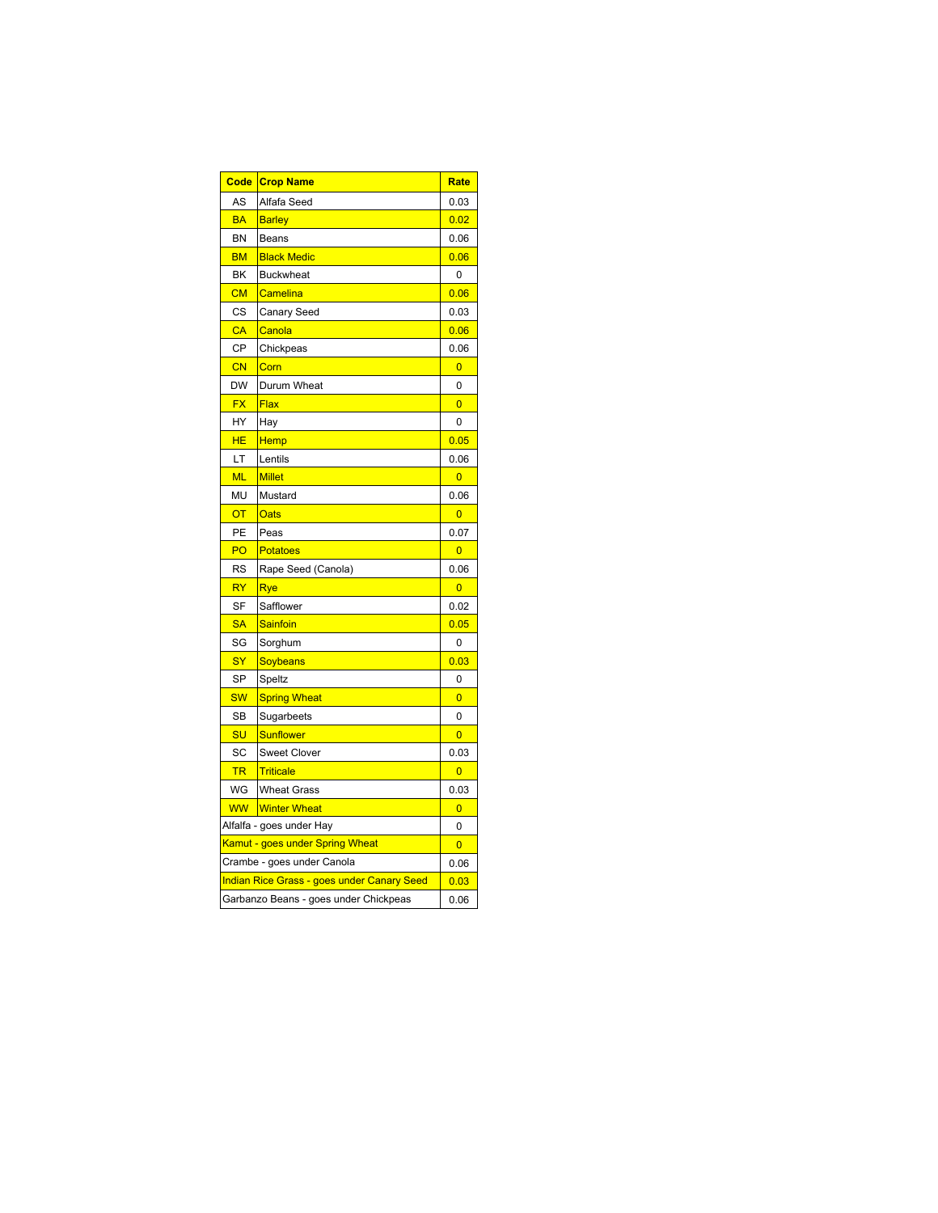| Code | Crop Name | Rate |
|---|---|---|
| AS | Alfafa Seed | 0.03 |
| BA | Barley | 0.02 |
| BN | Beans | 0.06 |
| BM | Black Medic | 0.06 |
| BK | Buckwheat | 0 |
| CM | Camelina | 0.06 |
| CS | Canary Seed | 0.03 |
| CA | Canola | 0.06 |
| CP | Chickpeas | 0.06 |
| CN | Corn | 0 |
| DW | Durum Wheat | 0 |
| FX | Flax | 0 |
| HY | Hay | 0 |
| HE | Hemp | 0.05 |
| LT | Lentils | 0.06 |
| ML | Millet | 0 |
| MU | Mustard | 0.06 |
| OT | Oats | 0 |
| PE | Peas | 0.07 |
| PO | Potatoes | 0 |
| RS | Rape Seed (Canola) | 0.06 |
| RY | Rye | 0 |
| SF | Safflower | 0.02 |
| SA | Sainfoin | 0.05 |
| SG | Sorghum | 0 |
| SY | Soybeans | 0.03 |
| SP | Speltz | 0 |
| SW | Spring Wheat | 0 |
| SB | Sugarbeets | 0 |
| SU | Sunflower | 0 |
| SC | Sweet Clover | 0.03 |
| TR | Triticale | 0 |
| WG | Wheat Grass | 0.03 |
| WW | Winter Wheat | 0 |
| Alfalfa - goes under Hay | | 0 |
| Kamut - goes under Spring Wheat | | 0 |
| Crambe - goes under Canola | | 0.06 |
| Indian Rice Grass - goes under Canary Seed | | 0.03 |
| Garbanzo Beans - goes under Chickpeas | | 0.06 |